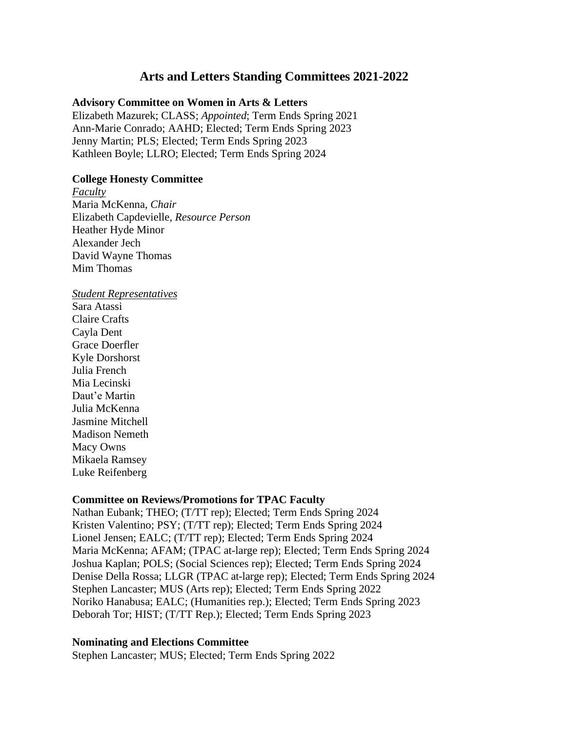# Arts and Letters Standing Committees 2021-2022

**Advisory Committee on Women in Arts & Letters**
Elizabeth Mazurek; CLASS; *Appointed*; Term Ends Spring 2021
Ann-Marie Conrado; AAHD; Elected; Term Ends Spring 2023
Jenny Martin; PLS; Elected; Term Ends Spring 2023
Kathleen Boyle; LLRO; Elected; Term Ends Spring 2024

**College Honesty Committee**

*Faculty*

Maria McKenna, *Chair*
Elizabeth Capdevielle, *Resource Person*
Heather Hyde Minor
Alexander Jech
David Wayne Thomas
Mim Thomas

*Student Representatives*

Sara Atassi
Claire Crafts
Cayla Dent
Grace Doerfler
Kyle Dorshorst
Julia French
Mia Lecinski
Daut'e Martin
Julia McKenna
Jasmine Mitchell
Madison Nemeth
Macy Owns
Mikaela Ramsey
Luke Reifenberg

**Committee on Reviews/Promotions for TPAC Faculty**
Nathan Eubank; THEO; (T/TT rep); Elected; Term Ends Spring 2024
Kristen Valentino; PSY; (T/TT rep); Elected; Term Ends Spring 2024
Lionel Jensen; EALC; (T/TT rep); Elected; Term Ends Spring 2024
Maria McKenna; AFAM; (TPAC at-large rep); Elected; Term Ends Spring 2024
Joshua Kaplan; POLS; (Social Sciences rep); Elected; Term Ends Spring 2024
Denise Della Rossa; LLGR (TPAC at-large rep); Elected; Term Ends Spring 2024
Stephen Lancaster; MUS (Arts rep); Elected; Term Ends Spring 2022
Noriko Hanabusa; EALC; (Humanities rep.); Elected; Term Ends Spring 2023
Deborah Tor; HIST; (T/TT Rep.); Elected; Term Ends Spring 2023

**Nominating and Elections Committee**
Stephen Lancaster; MUS; Elected; Term Ends Spring 2022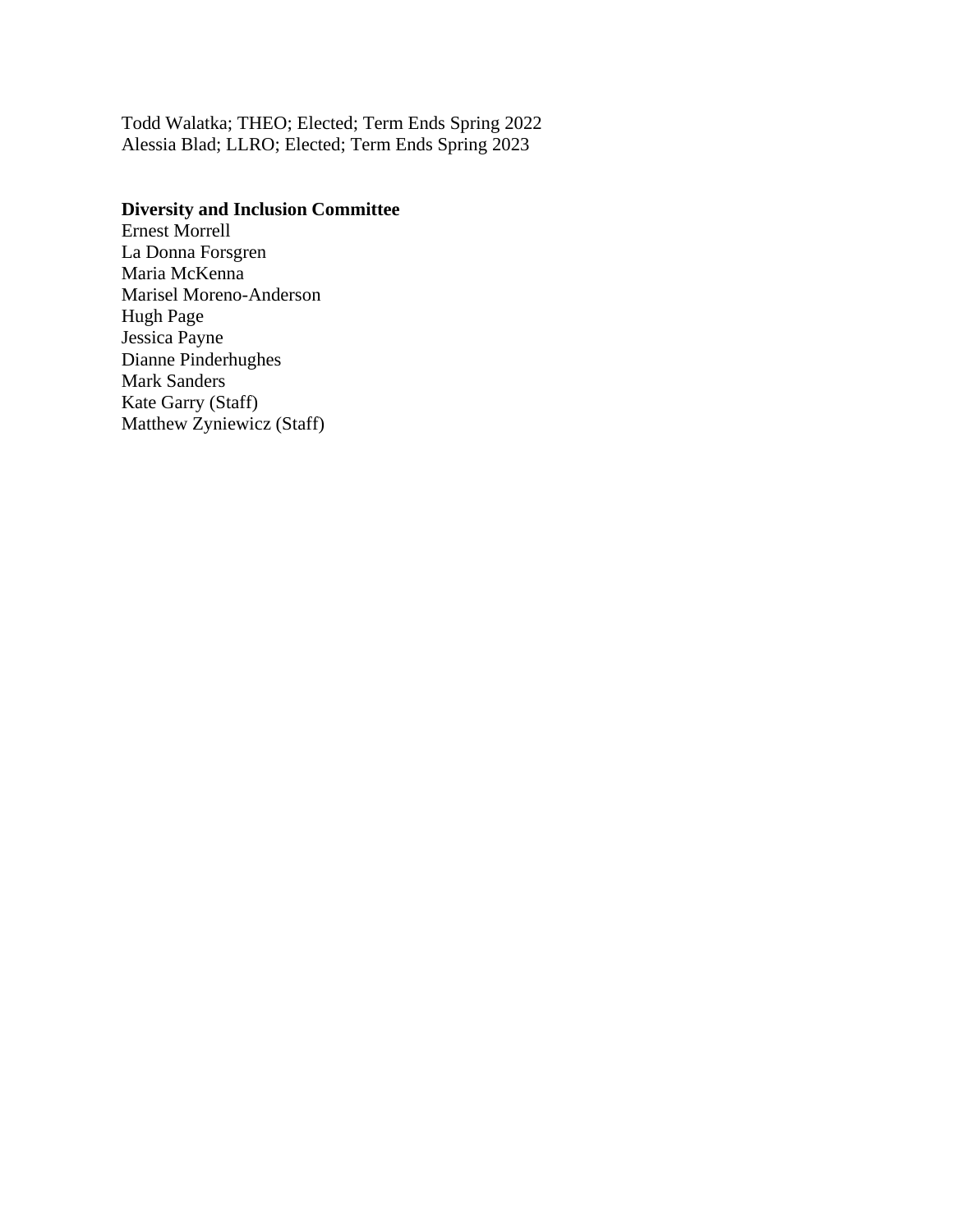Todd Walatka; THEO; Elected; Term Ends Spring 2022
Alessia Blad; LLRO; Elected; Term Ends Spring 2023

**Diversity and Inclusion Committee**
Ernest Morrell
La Donna Forsgren
Maria McKenna
Marisel Moreno-Anderson
Hugh Page
Jessica Payne
Dianne Pinderhughes
Mark Sanders
Kate Garry (Staff)
Matthew Zyniewicz (Staff)